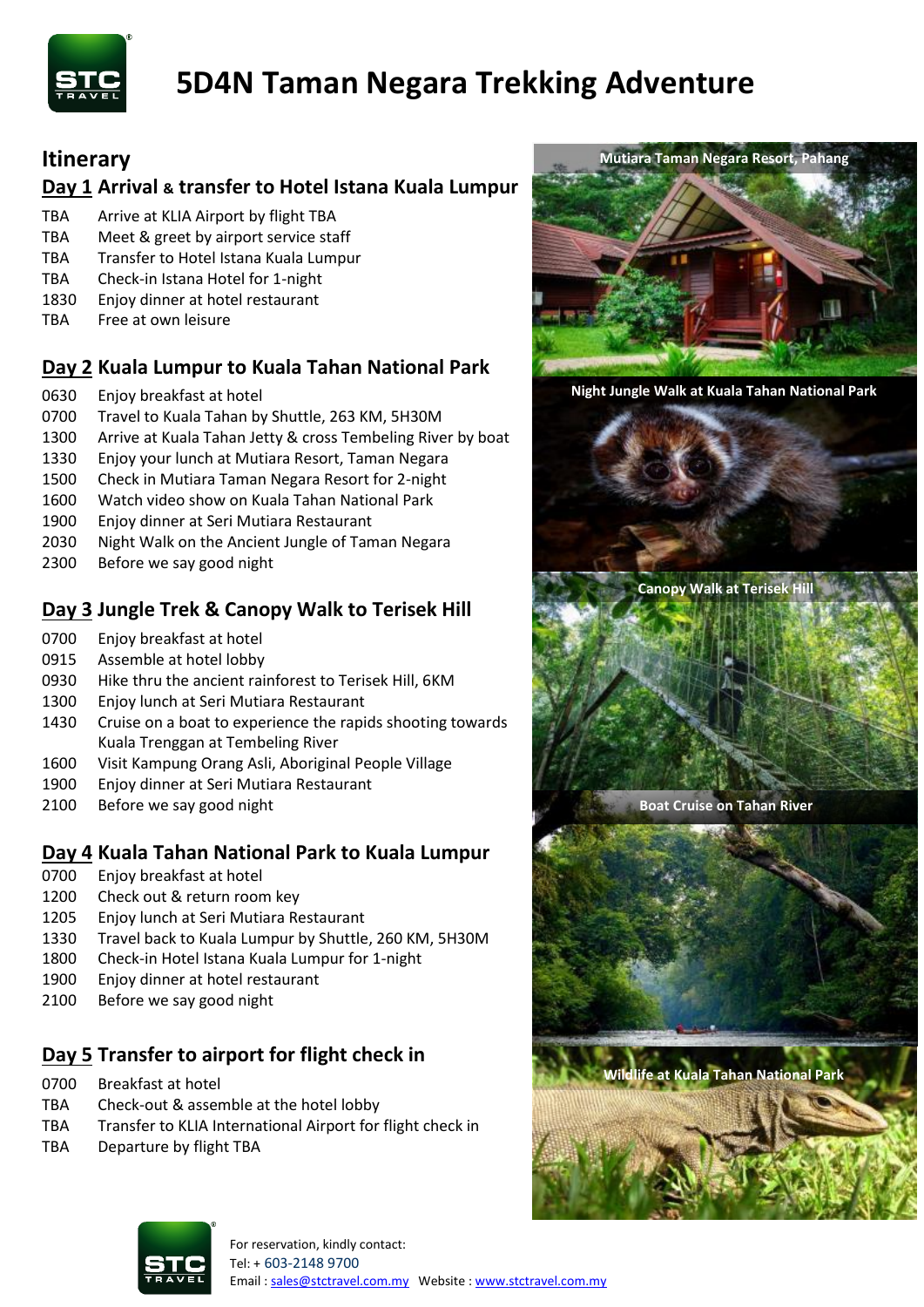# 5D4N Taman Negara Trekking Adventure

## Itinerary

### Day 1 Arrival & transfer to Hotel Istana Kuala Lumpur

| | |
|---|---|
| TBA | Arrive at KLIA Airport by flight TBA |
| TBA | Meet & greet by airport service staff |
| TBA | Transfer to Hotel Istana Kuala Lumpur |
| TBA | Check-in Istana Hotel for 1-night |
| 1830 | Enjoy dinner at hotel restaurant |
| TBA | Free at own leisure |

### Day 2 Kuala Lumpur to Kuala Tahan National Park

| | |
|---|---|
| 0630 | Enjoy breakfast at hotel |
| 0700 | Travel to Kuala Tahan by Shuttle, 263 KM, 5H30M |
| 1300 | Arrive at Kuala Tahan Jetty & cross Tembeling River by boat |
| 1330 | Enjoy your lunch at Mutiara Resort, Taman Negara |
| 1500 | Check in Mutiara Taman Negara Resort for 2-night |
| 1600 | Watch video show on Kuala Tahan National Park |
| 1900 | Enjoy dinner at Seri Mutiara Restaurant |
| 2030 | Night Walk on the Ancient Jungle of Taman Negara |
| 2300 | Before we say good night |

### Day 3 Jungle Trek & Canopy Walk to Terisek Hill

| | |
|---|---|
| 0700 | Enjoy breakfast at hotel |
| 0915 | Assemble at hotel lobby |
| 0930 | Hike thru the ancient rainforest to Terisek Hill, 6KM |
| 1300 | Enjoy lunch at Seri Mutiara Restaurant |
| 1430 | Cruise on a boat to experience the rapids shooting towards Kuala Trenggan at Tembeling River |
| 1600 | Visit Kampung Orang Asli, Aboriginal People Village |
| 1900 | Enjoy dinner at Seri Mutiara Restaurant |
| 2100 | Before we say good night |

### Day 4 Kuala Tahan National Park to Kuala Lumpur

| | |
|---|---|
| 0700 | Enjoy breakfast at hotel |
| 1200 | Check out & return room key |
| 1205 | Enjoy lunch at Seri Mutiara Restaurant |
| 1330 | Travel back to Kuala Lumpur by Shuttle, 260 KM, 5H30M |
| 1800 | Check-in Hotel Istana Kuala Lumpur for 1-night |
| 1900 | Enjoy dinner at hotel restaurant |
| 2100 | Before we say good night |

### Day 5 Transfer to airport for flight check in

| | |
|---|---|
| 0700 | Breakfast at hotel |
| TBA | Check-out & assemble at the hotel lobby |
| TBA | Transfer to KLIA International Airport for flight check in |
| TBA | Departure by flight TBA |

Mutiara Taman Negara Resort, Pahang

Night Jungle Walk at Kuala Tahan National Park

Canopy Walk at Terisek Hill

Boat Cruise on Tahan River

Wildlife at Kuala Tahan National Park

For reservation, kindly contact:
Tel: + 603-2148 9700
Email : sales@stctravel.com.my Website : www.stctravel.com.my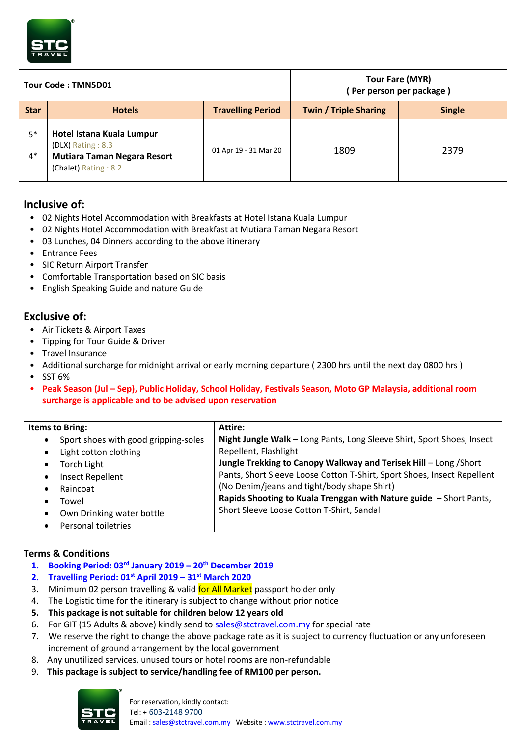| Tour Code : TMN5D01 | | | Tour Fare (MYR) ( Per person per package ) | |
|---|---|---|---|---|
| **Star** | **Hotels** | **Travelling Period** | **Twin / Triple Sharing** | **Single** |
| 5* <br> 4* | **Hotel Istana Kuala Lumpur** (DLX) Rating : 8.3 <br> **Mutiara Taman Negara Resort** (Chalet) Rating : 8.2 | 01 Apr 19 - 31 Mar 20 | 1809 | 2379 |

## Inclusive of:

- 02 Nights Hotel Accommodation with Breakfasts at Hotel Istana Kuala Lumpur
- 02 Nights Hotel Accommodation with Breakfast at Mutiara Taman Negara Resort
- 03 Lunches, 04 Dinners according to the above itinerary
- Entrance Fees
- SIC Return Airport Transfer
- Comfortable Transportation based on SIC basis
- English Speaking Guide and nature Guide

## Exclusive of:

- Air Tickets & Airport Taxes
- Tipping for Tour Guide & Driver
- Travel Insurance
- Additional surcharge for midnight arrival or early morning departure ( 2300 hrs until the next day 0800 hrs )
- SST 6%
- **Peak Season (Jul – Sep), Public Holiday, School Holiday, Festivals Season, Moto GP Malaysia, additional room surcharge is applicable and to be advised upon reservation**

| Items to Bring: | Attire: |
|---|---|
| • Sport shoes with good gripping-soles <br> • Light cotton clothing <br> • Torch Light <br> • Insect Repellent <br> • Raincoat <br> • Towel <br> • Own Drinking water bottle <br> • Personal toiletries | **Night Jungle Walk** – Long Pants, Long Sleeve Shirt, Sport Shoes, Insect Repellent, Flashlight <br> **Jungle Trekking to Canopy Walkway and Terisek Hill** – Long /Short Pants, Short Sleeve Loose Cotton T-Shirt, Sport Shoes, Insect Repellent (No Denim/jeans and tight/body shape Shirt) <br> **Rapids Shooting to Kuala Trenggan with Nature guide** – Short Pants, Short Sleeve Loose Cotton T-Shirt, Sandal |

**Terms & Conditions**

1. **Booking Period: 03rd January 2019 – 20th December 2019**
2. **Travelling Period: 01st April 2019 – 31st March 2020**
3. Minimum 02 person travelling & valid for All Market passport holder only
4. The Logistic time for the itinerary is subject to change without prior notice
5. **This package is not suitable for children below 12 years old**
6. For GIT (15 Adults & above) kindly send to sales@stctravel.com.my for special rate
7. We reserve the right to change the above package rate as it is subject to currency fluctuation or any unforeseen increment of ground arrangement by the local government
8. Any unutilized services, unused tours or hotel rooms are non-refundable
9. **This package is subject to service/handling fee of RM100 per person.**

For reservation, kindly contact:
Tel: + 603-2148 9700
Email : sales@stctravel.com.my Website : www.stctravel.com.my